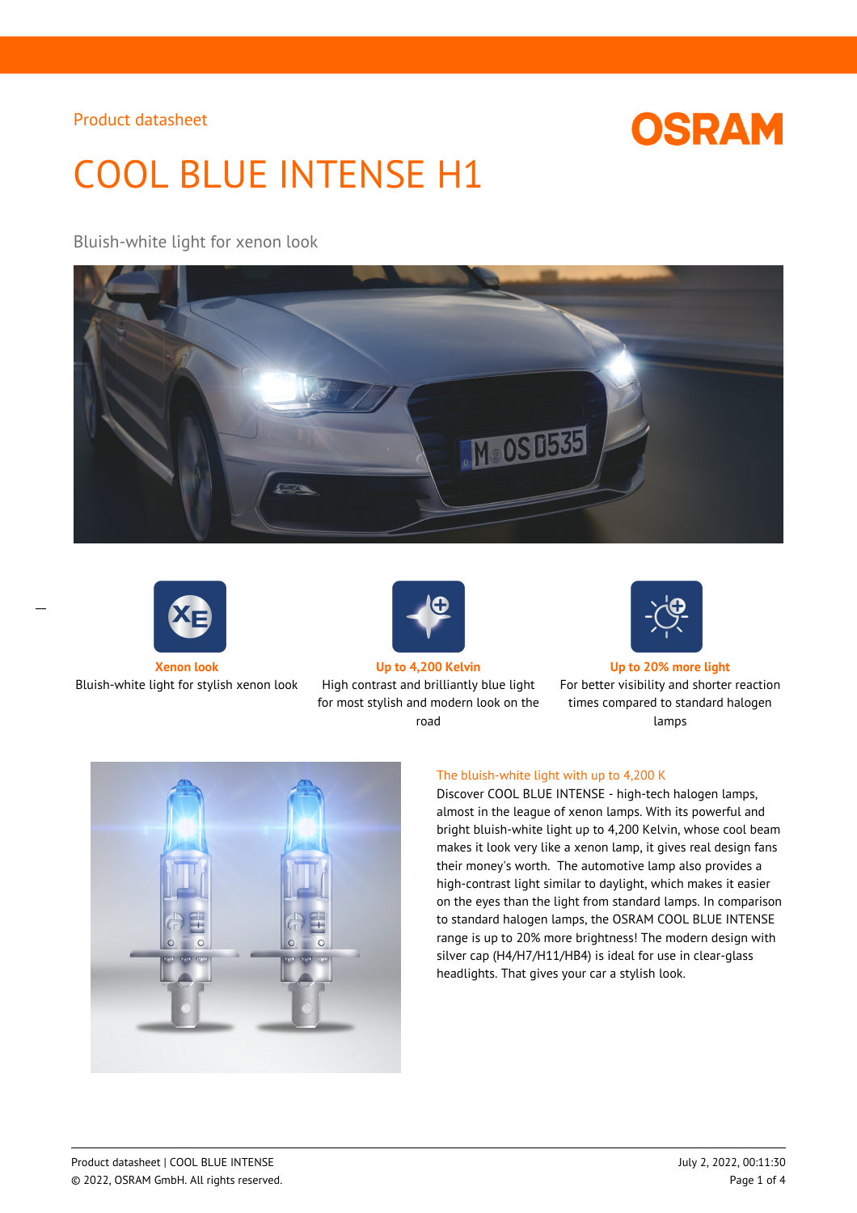Product datasheet

# COOL BLUE INTENSE H1

Bluish-white light for xenon look

**Xenon look**
Bluish-white light for stylish xenon look

**Up to 4,200 Kelvin**
High contrast and brilliantly blue light for most stylish and modern look on the road

**Up to 20% more light**
For better visibility and shorter reaction times compared to standard halogen lamps

## The bluish-white light with up to 4,200 K

Discover COOL BLUE INTENSE - high-tech halogen lamps, almost in the league of xenon lamps. With its powerful and bright bluish-white light up to 4,200 Kelvin, whose cool beam makes it look very like a xenon lamp, it gives real design fans their money's worth. The automotive lamp also provides a high-contrast light similar to daylight, which makes it easier on the eyes than the light from standard lamps. In comparison to standard halogen lamps, the OSRAM COOL BLUE INTENSE range is up to 20% more brightness! The modern design with silver cap (H4/H7/H11/HB4) is ideal for use in clear-glass headlights. That gives your car a stylish look.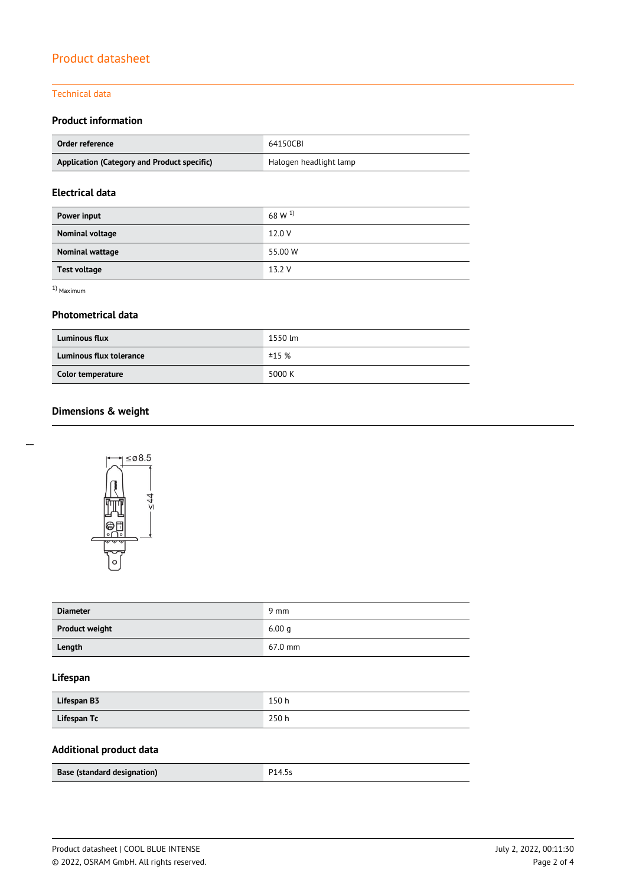## Technical data

### Product information

| Order reference | 64150CBI |
|---|---|
| Application (Category and Product specific) | Halogen headlight lamp |

### Electrical data

| Power input | 68 W [1] |
|---|---|
| Nominal voltage | 12.0 V |
| Nominal wattage | 55.00 W |
| Test voltage | 13.2 V |

[1] Maximum

### Photometrical data

| Luminous flux | 1550 lm |
|---|---|
| Luminous flux tolerance | ±15 % |
| Color temperature | 5000 K |

### Dimensions & weight

| Diameter | 9 mm |
|---|---|
| Product weight | 6.00 g |
| Length | 67.0 mm |

### Lifespan

| Lifespan B3 | 150 h |
|---|---|
| Lifespan Tc | 250 h |

### Additional product data

| Base (standard designation) | P14.5s |
|---|---|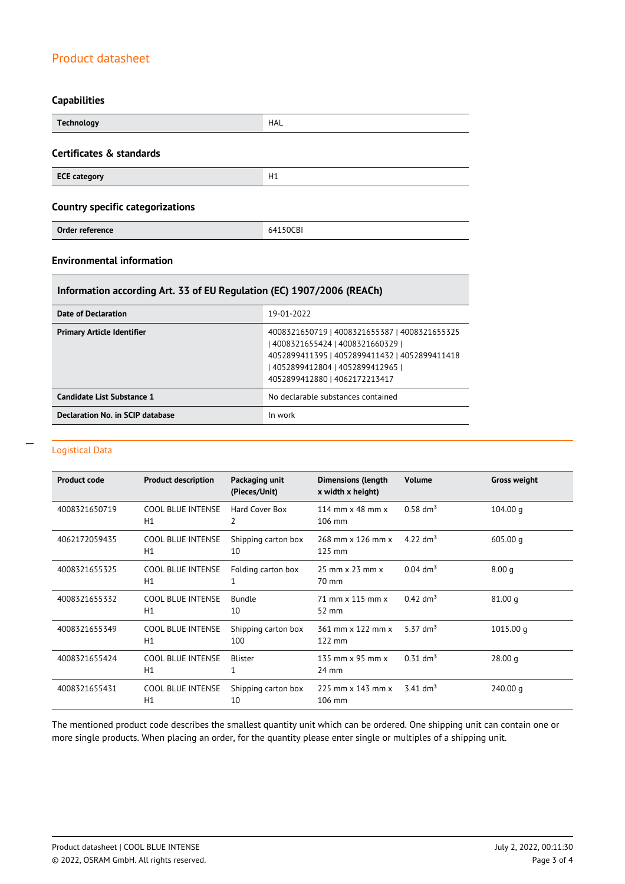# Product datasheet

### Capabilities

| Technology | HAL |
|---|---|

### Certificates & standards

| ECE category | H1 |
|---|---|

### Country specific categorizations

| Order reference | 64150CBI |
|---|---|

### Environmental information

| Information according Art. 33 of EU Regulation (EC) 1907/2006 (REACh) | |
|---|---|
| Date of Declaration | 19-01-2022 |
| Primary Article Identifier | 4008321650719 \| 4008321655387 \| 4008321655325 \| 4008321655424 \| 4008321660329 \| 4052899411395 \| 4052899411432 \| 4052899411418 \| 4052899412804 \| 4052899412965 \| 4052899412880 \| 4062172213417 |
| Candidate List Substance 1 | No declarable substances contained |
| Declaration No. in SCIP database | In work |

## Logistical Data

| Product code | Product description | Packaging unit (Pieces/Unit) | Dimensions (length x width x height) | Volume | Gross weight |
|---|---|---|---|---|---|
| 4008321650719 | COOL BLUE INTENSE H1 | Hard Cover Box 2 | 114 mm x 48 mm x 106 mm | 0.58 $dm^3$ | 104.00 g |
| 4062172059435 | COOL BLUE INTENSE H1 | Shipping carton box 10 | 268 mm x 126 mm x 125 mm | 4.22 $dm^3$ | 605.00 g |
| 4008321655325 | COOL BLUE INTENSE H1 | Folding carton box 1 | 25 mm x 23 mm x 70 mm | 0.04 $dm^3$ | 8.00 g |
| 4008321655332 | COOL BLUE INTENSE H1 | Bundle 10 | 71 mm x 115 mm x 52 mm | 0.42 $dm^3$ | 81.00 g |
| 4008321655349 | COOL BLUE INTENSE H1 | Shipping carton box 100 | 361 mm x 122 mm x 122 mm | 5.37 $dm^3$ | 1015.00 g |
| 4008321655424 | COOL BLUE INTENSE H1 | Blister 1 | 135 mm x 95 mm x 24 mm | 0.31 $dm^3$ | 28.00 g |
| 4008321655431 | COOL BLUE INTENSE H1 | Shipping carton box 10 | 225 mm x 143 mm x 106 mm | 3.41 $dm^3$ | 240.00 g |

The mentioned product code describes the smallest quantity unit which can be ordered. One shipping unit can contain one or more single products. When placing an order, for the quantity please enter single or multiples of a shipping unit.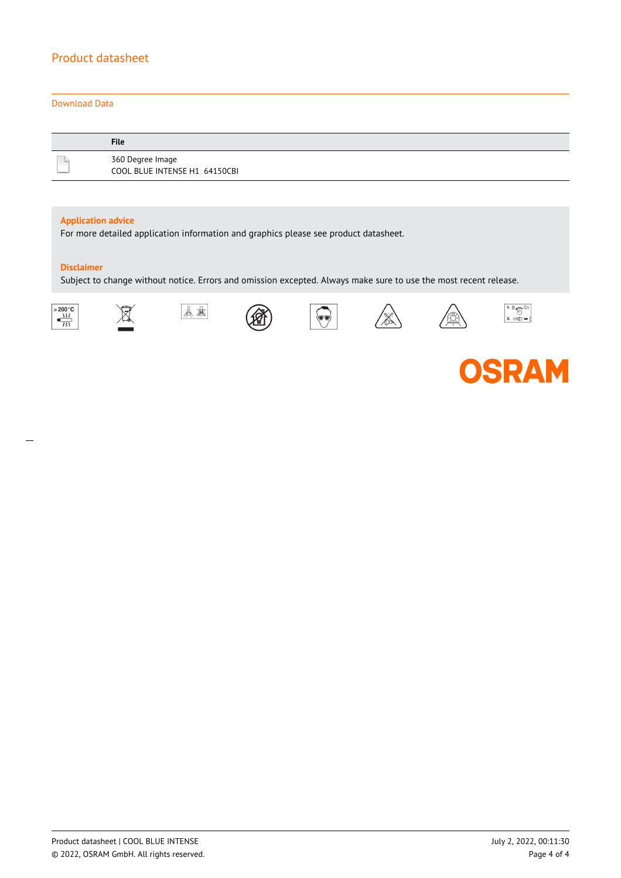## Download Data

| | File |
|---|---|
| | 360 Degree Image<br>COOL BLUE INTENSE H1 64150CBI |

**Application advice**

For more detailed application information and graphics please see product datasheet.

**Disclaimer**

Subject to change without notice. Errors and omission excepted. Always make sure to use the most recent release.

OSRAM